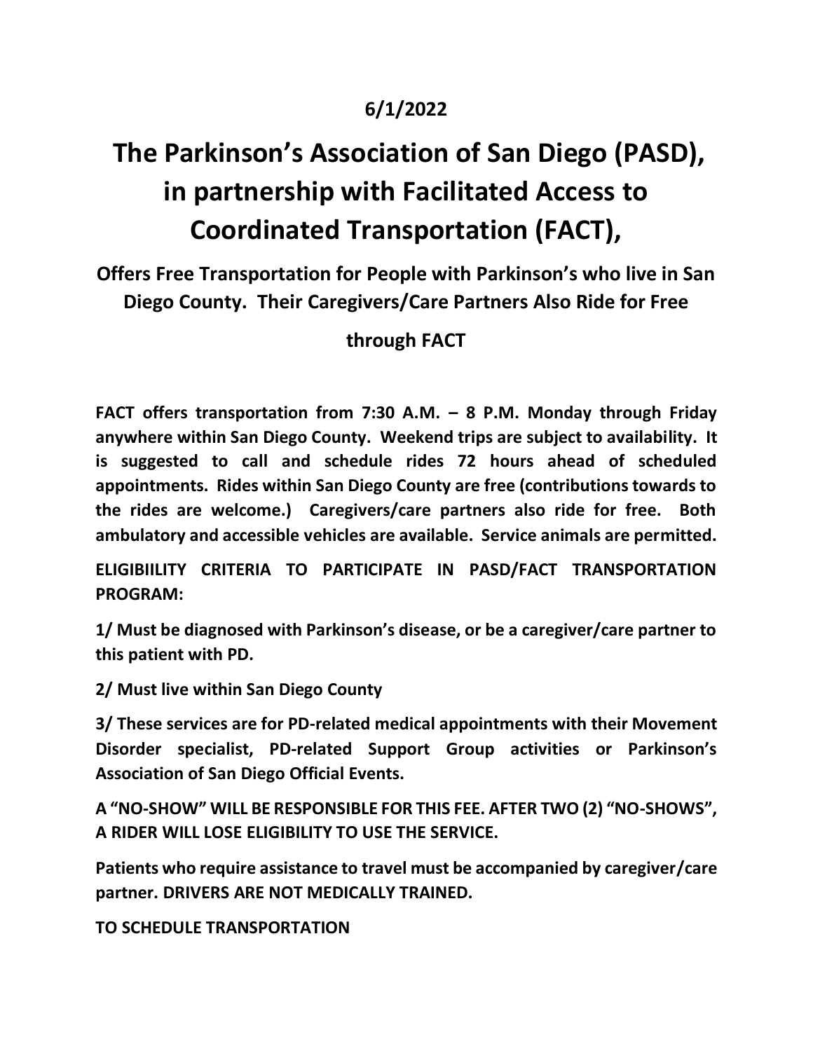**6/1/2022**

# The Parkinson's Association of San Diego (PASD), in partnership with Facilitated Access to Coordinated Transportation (FACT),

**Offers Free Transportation for People with Parkinson's who live in San Diego County. Their Caregivers/Care Partners Also Ride for Free through FACT**

**FACT offers transportation from 7:30 A.M. – 8 P.M. Monday through Friday anywhere within San Diego County. Weekend trips are subject to availability. It is suggested to call and schedule rides 72 hours ahead of scheduled appointments. Rides within San Diego County are free (contributions towards to the rides are welcome.) Caregivers/care partners also ride for free. Both ambulatory and accessible vehicles are available. Service animals are permitted.**

**ELIGIBIILITY CRITERIA TO PARTICIPATE IN PASD/FACT TRANSPORTATION PROGRAM:**

**1/ Must be diagnosed with Parkinson's disease, or be a caregiver/care partner to this patient with PD.**

**2/ Must live within San Diego County**

**3/ These services are for PD-related medical appointments with their Movement Disorder specialist, PD-related Support Group activities or Parkinson's Association of San Diego Official Events.**

**A "NO-SHOW" WILL BE RESPONSIBLE FOR THIS FEE. AFTER TWO (2) "NO-SHOWS", A RIDER WILL LOSE ELIGIBILITY TO USE THE SERVICE.**

**Patients who require assistance to travel must be accompanied by caregiver/care partner. DRIVERS ARE NOT MEDICALLY TRAINED.**

**TO SCHEDULE TRANSPORTATION**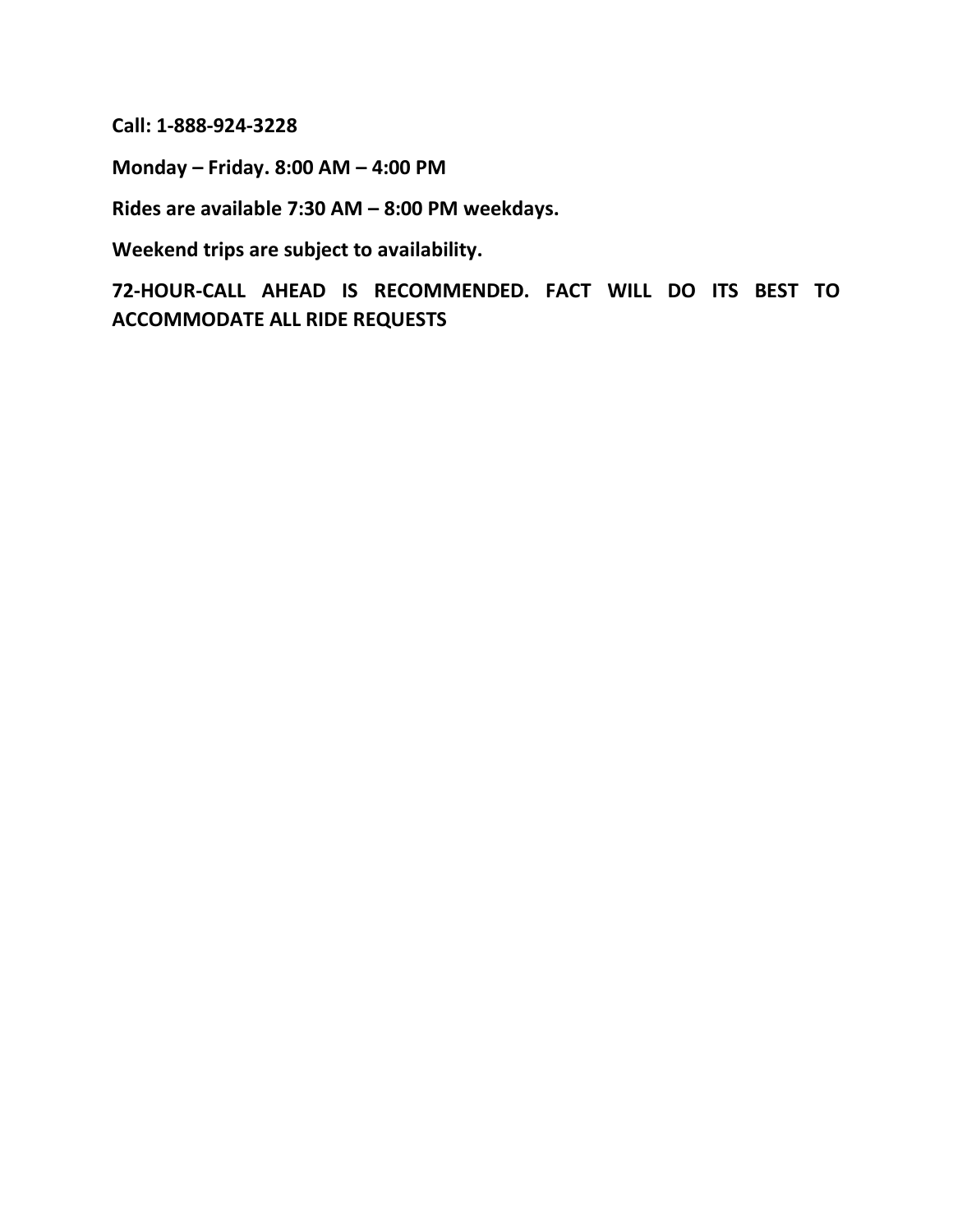**Call: 1-888-924-3228**

**Monday – Friday. 8:00 AM – 4:00 PM**

**Rides are available 7:30 AM – 8:00 PM weekdays.**

**Weekend trips are subject to availability.**

**72-HOUR-CALL AHEAD IS RECOMMENDED. FACT WILL DO ITS BEST TO ACCOMMODATE ALL RIDE REQUESTS**